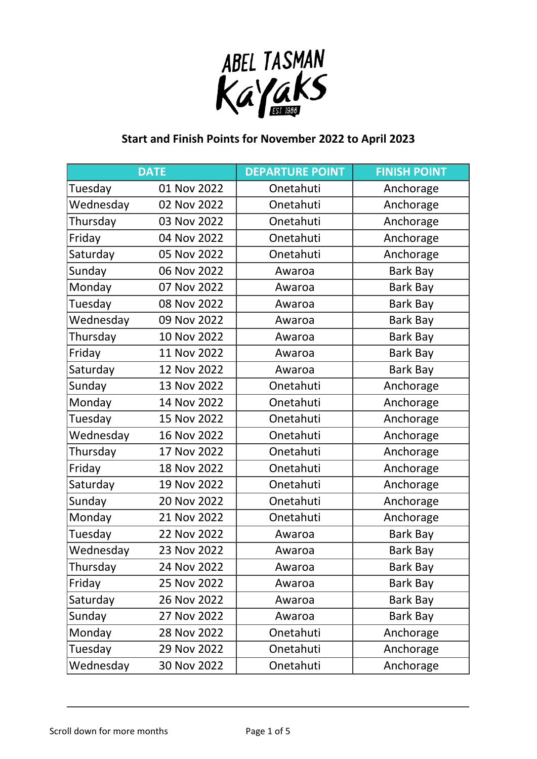ABEL TASMAN Kayaks EST 1986

## Start and Finish Points for November 2022 to April 2023

| DATE | | DEPARTURE POINT | FINISH POINT |
|---|---|---|---|
| Tuesday | 01 Nov 2022 | Onetahuti | Anchorage |
| Wednesday | 02 Nov 2022 | Onetahuti | Anchorage |
| Thursday | 03 Nov 2022 | Onetahuti | Anchorage |
| Friday | 04 Nov 2022 | Onetahuti | Anchorage |
| Saturday | 05 Nov 2022 | Onetahuti | Anchorage |
| Sunday | 06 Nov 2022 | Awaroa | Bark Bay |
| Monday | 07 Nov 2022 | Awaroa | Bark Bay |
| Tuesday | 08 Nov 2022 | Awaroa | Bark Bay |
| Wednesday | 09 Nov 2022 | Awaroa | Bark Bay |
| Thursday | 10 Nov 2022 | Awaroa | Bark Bay |
| Friday | 11 Nov 2022 | Awaroa | Bark Bay |
| Saturday | 12 Nov 2022 | Awaroa | Bark Bay |
| Sunday | 13 Nov 2022 | Onetahuti | Anchorage |
| Monday | 14 Nov 2022 | Onetahuti | Anchorage |
| Tuesday | 15 Nov 2022 | Onetahuti | Anchorage |
| Wednesday | 16 Nov 2022 | Onetahuti | Anchorage |
| Thursday | 17 Nov 2022 | Onetahuti | Anchorage |
| Friday | 18 Nov 2022 | Onetahuti | Anchorage |
| Saturday | 19 Nov 2022 | Onetahuti | Anchorage |
| Sunday | 20 Nov 2022 | Onetahuti | Anchorage |
| Monday | 21 Nov 2022 | Onetahuti | Anchorage |
| Tuesday | 22 Nov 2022 | Awaroa | Bark Bay |
| Wednesday | 23 Nov 2022 | Awaroa | Bark Bay |
| Thursday | 24 Nov 2022 | Awaroa | Bark Bay |
| Friday | 25 Nov 2022 | Awaroa | Bark Bay |
| Saturday | 26 Nov 2022 | Awaroa | Bark Bay |
| Sunday | 27 Nov 2022 | Awaroa | Bark Bay |
| Monday | 28 Nov 2022 | Onetahuti | Anchorage |
| Tuesday | 29 Nov 2022 | Onetahuti | Anchorage |
| Wednesday | 30 Nov 2022 | Onetahuti | Anchorage |

Scroll down for more months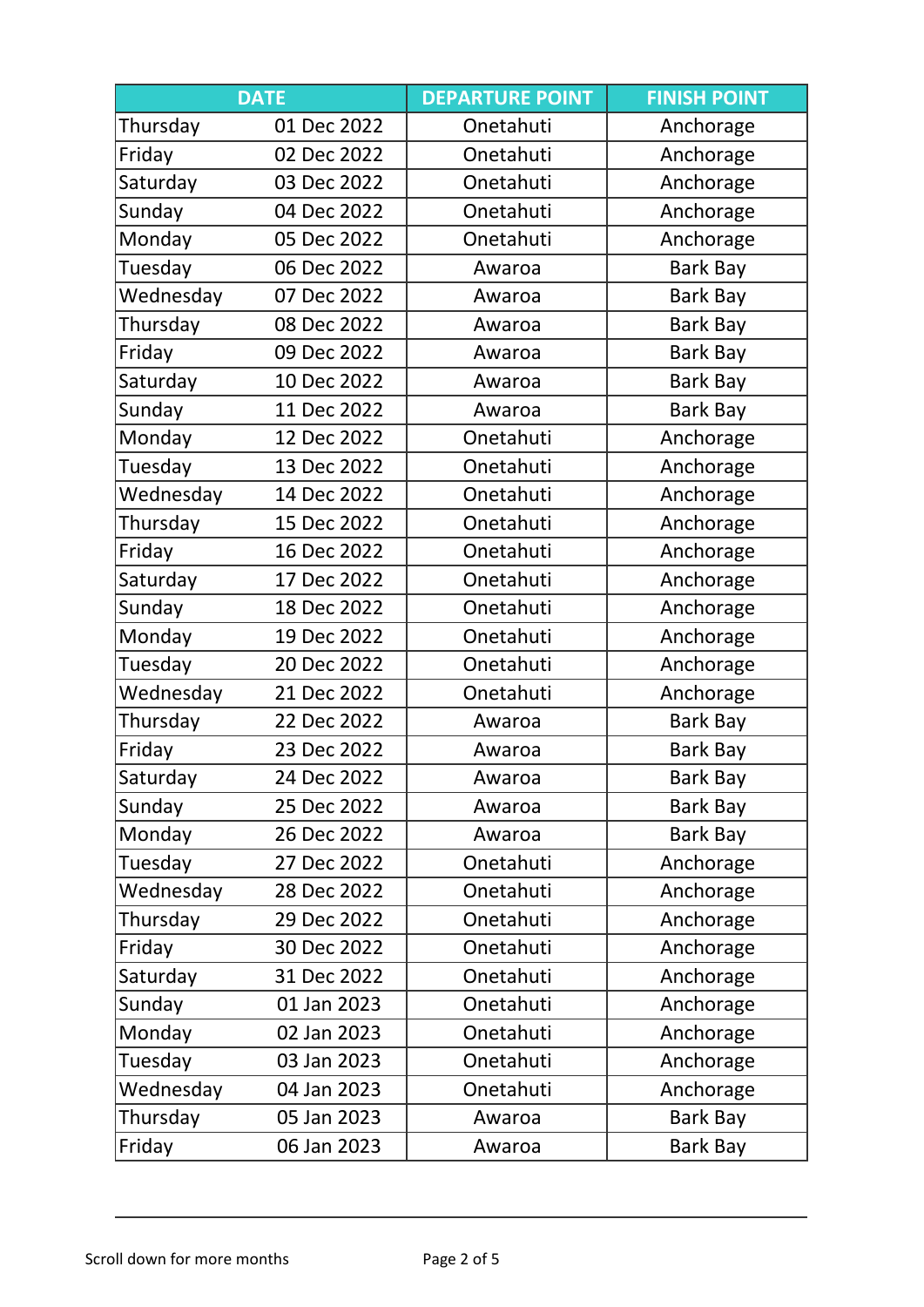| DATE | | DEPARTURE POINT | FINISH POINT |
|---|---|---|---|
| Thursday | 01 Dec 2022 | Onetahuti | Anchorage |
| Friday | 02 Dec 2022 | Onetahuti | Anchorage |
| Saturday | 03 Dec 2022 | Onetahuti | Anchorage |
| Sunday | 04 Dec 2022 | Onetahuti | Anchorage |
| Monday | 05 Dec 2022 | Onetahuti | Anchorage |
| Tuesday | 06 Dec 2022 | Awaroa | Bark Bay |
| Wednesday | 07 Dec 2022 | Awaroa | Bark Bay |
| Thursday | 08 Dec 2022 | Awaroa | Bark Bay |
| Friday | 09 Dec 2022 | Awaroa | Bark Bay |
| Saturday | 10 Dec 2022 | Awaroa | Bark Bay |
| Sunday | 11 Dec 2022 | Awaroa | Bark Bay |
| Monday | 12 Dec 2022 | Onetahuti | Anchorage |
| Tuesday | 13 Dec 2022 | Onetahuti | Anchorage |
| Wednesday | 14 Dec 2022 | Onetahuti | Anchorage |
| Thursday | 15 Dec 2022 | Onetahuti | Anchorage |
| Friday | 16 Dec 2022 | Onetahuti | Anchorage |
| Saturday | 17 Dec 2022 | Onetahuti | Anchorage |
| Sunday | 18 Dec 2022 | Onetahuti | Anchorage |
| Monday | 19 Dec 2022 | Onetahuti | Anchorage |
| Tuesday | 20 Dec 2022 | Onetahuti | Anchorage |
| Wednesday | 21 Dec 2022 | Onetahuti | Anchorage |
| Thursday | 22 Dec 2022 | Awaroa | Bark Bay |
| Friday | 23 Dec 2022 | Awaroa | Bark Bay |
| Saturday | 24 Dec 2022 | Awaroa | Bark Bay |
| Sunday | 25 Dec 2022 | Awaroa | Bark Bay |
| Monday | 26 Dec 2022 | Awaroa | Bark Bay |
| Tuesday | 27 Dec 2022 | Onetahuti | Anchorage |
| Wednesday | 28 Dec 2022 | Onetahuti | Anchorage |
| Thursday | 29 Dec 2022 | Onetahuti | Anchorage |
| Friday | 30 Dec 2022 | Onetahuti | Anchorage |
| Saturday | 31 Dec 2022 | Onetahuti | Anchorage |
| Sunday | 01 Jan 2023 | Onetahuti | Anchorage |
| Monday | 02 Jan 2023 | Onetahuti | Anchorage |
| Tuesday | 03 Jan 2023 | Onetahuti | Anchorage |
| Wednesday | 04 Jan 2023 | Onetahuti | Anchorage |
| Thursday | 05 Jan 2023 | Awaroa | Bark Bay |
| Friday | 06 Jan 2023 | Awaroa | Bark Bay |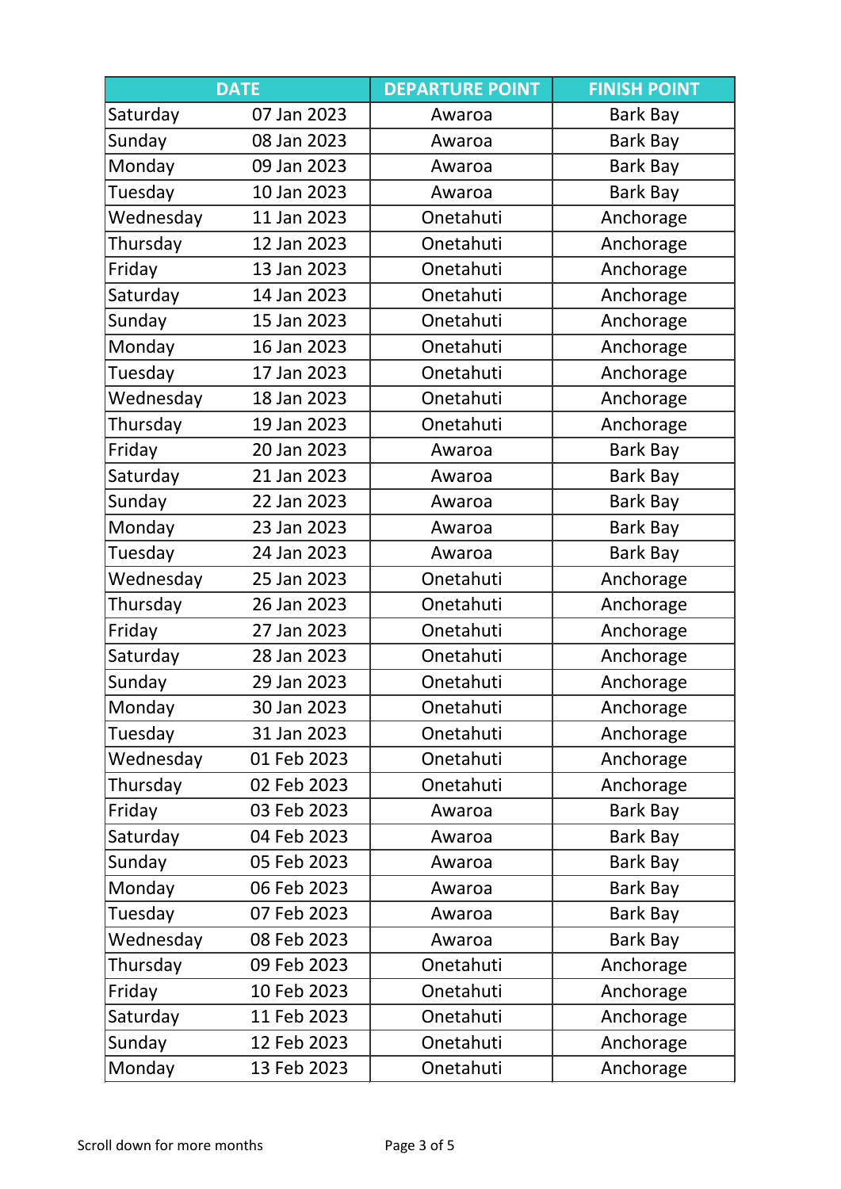| DATE | | DEPARTURE POINT | FINISH POINT |
|---|---|---|---|
| Saturday | 07 Jan 2023 | Awaroa | Bark Bay |
| Sunday | 08 Jan 2023 | Awaroa | Bark Bay |
| Monday | 09 Jan 2023 | Awaroa | Bark Bay |
| Tuesday | 10 Jan 2023 | Awaroa | Bark Bay |
| Wednesday | 11 Jan 2023 | Onetahuti | Anchorage |
| Thursday | 12 Jan 2023 | Onetahuti | Anchorage |
| Friday | 13 Jan 2023 | Onetahuti | Anchorage |
| Saturday | 14 Jan 2023 | Onetahuti | Anchorage |
| Sunday | 15 Jan 2023 | Onetahuti | Anchorage |
| Monday | 16 Jan 2023 | Onetahuti | Anchorage |
| Tuesday | 17 Jan 2023 | Onetahuti | Anchorage |
| Wednesday | 18 Jan 2023 | Onetahuti | Anchorage |
| Thursday | 19 Jan 2023 | Onetahuti | Anchorage |
| Friday | 20 Jan 2023 | Awaroa | Bark Bay |
| Saturday | 21 Jan 2023 | Awaroa | Bark Bay |
| Sunday | 22 Jan 2023 | Awaroa | Bark Bay |
| Monday | 23 Jan 2023 | Awaroa | Bark Bay |
| Tuesday | 24 Jan 2023 | Awaroa | Bark Bay |
| Wednesday | 25 Jan 2023 | Onetahuti | Anchorage |
| Thursday | 26 Jan 2023 | Onetahuti | Anchorage |
| Friday | 27 Jan 2023 | Onetahuti | Anchorage |
| Saturday | 28 Jan 2023 | Onetahuti | Anchorage |
| Sunday | 29 Jan 2023 | Onetahuti | Anchorage |
| Monday | 30 Jan 2023 | Onetahuti | Anchorage |
| Tuesday | 31 Jan 2023 | Onetahuti | Anchorage |
| Wednesday | 01 Feb 2023 | Onetahuti | Anchorage |
| Thursday | 02 Feb 2023 | Onetahuti | Anchorage |
| Friday | 03 Feb 2023 | Awaroa | Bark Bay |
| Saturday | 04 Feb 2023 | Awaroa | Bark Bay |
| Sunday | 05 Feb 2023 | Awaroa | Bark Bay |
| Monday | 06 Feb 2023 | Awaroa | Bark Bay |
| Tuesday | 07 Feb 2023 | Awaroa | Bark Bay |
| Wednesday | 08 Feb 2023 | Awaroa | Bark Bay |
| Thursday | 09 Feb 2023 | Onetahuti | Anchorage |
| Friday | 10 Feb 2023 | Onetahuti | Anchorage |
| Saturday | 11 Feb 2023 | Onetahuti | Anchorage |
| Sunday | 12 Feb 2023 | Onetahuti | Anchorage |
| Monday | 13 Feb 2023 | Onetahuti | Anchorage |

Scroll down for more months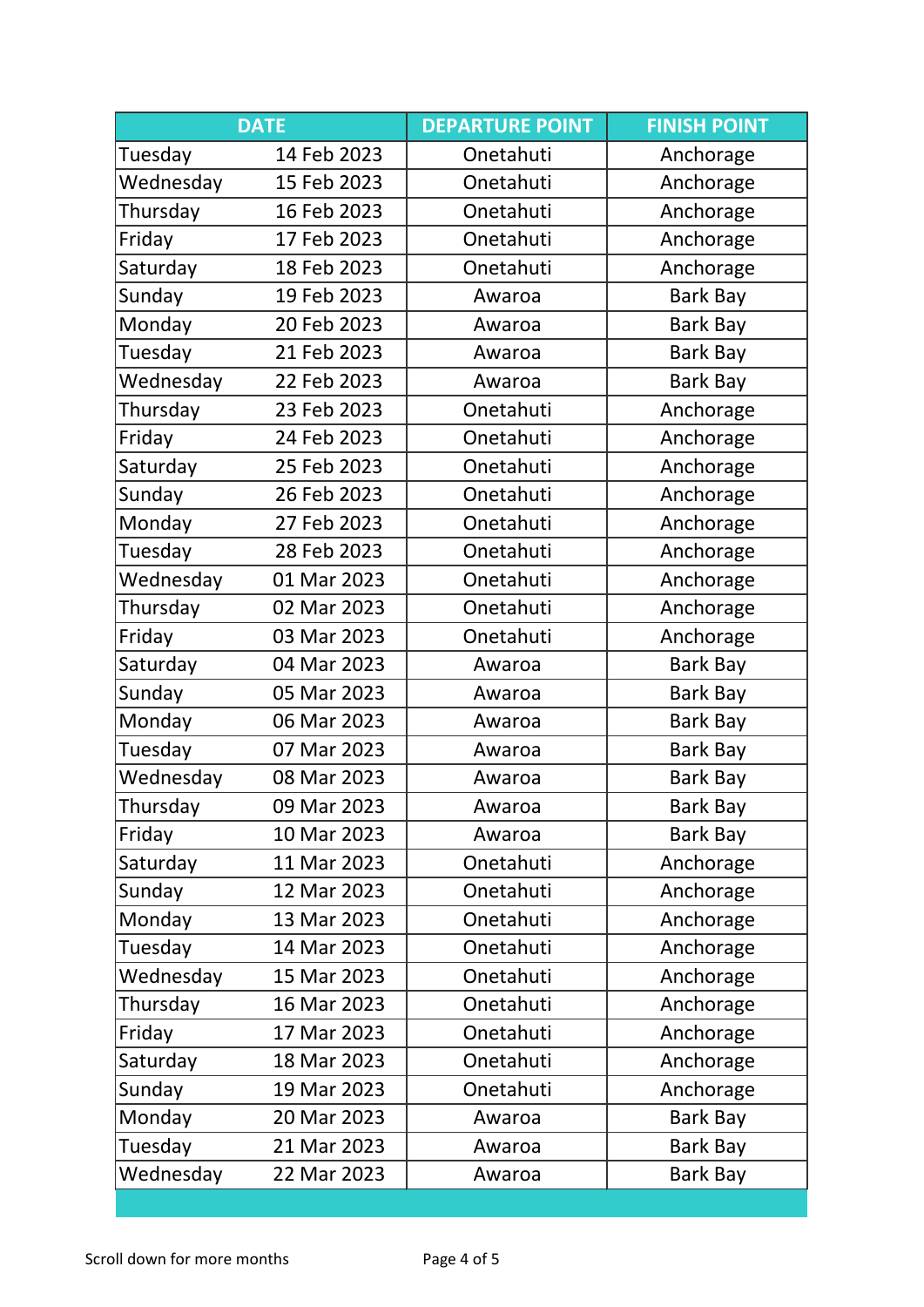| DATE | | DEPARTURE POINT | FINISH POINT |
|---|---|---|---|
| Tuesday | 14 Feb 2023 | Onetahuti | Anchorage |
| Wednesday | 15 Feb 2023 | Onetahuti | Anchorage |
| Thursday | 16 Feb 2023 | Onetahuti | Anchorage |
| Friday | 17 Feb 2023 | Onetahuti | Anchorage |
| Saturday | 18 Feb 2023 | Onetahuti | Anchorage |
| Sunday | 19 Feb 2023 | Awaroa | Bark Bay |
| Monday | 20 Feb 2023 | Awaroa | Bark Bay |
| Tuesday | 21 Feb 2023 | Awaroa | Bark Bay |
| Wednesday | 22 Feb 2023 | Awaroa | Bark Bay |
| Thursday | 23 Feb 2023 | Onetahuti | Anchorage |
| Friday | 24 Feb 2023 | Onetahuti | Anchorage |
| Saturday | 25 Feb 2023 | Onetahuti | Anchorage |
| Sunday | 26 Feb 2023 | Onetahuti | Anchorage |
| Monday | 27 Feb 2023 | Onetahuti | Anchorage |
| Tuesday | 28 Feb 2023 | Onetahuti | Anchorage |
| Wednesday | 01 Mar 2023 | Onetahuti | Anchorage |
| Thursday | 02 Mar 2023 | Onetahuti | Anchorage |
| Friday | 03 Mar 2023 | Onetahuti | Anchorage |
| Saturday | 04 Mar 2023 | Awaroa | Bark Bay |
| Sunday | 05 Mar 2023 | Awaroa | Bark Bay |
| Monday | 06 Mar 2023 | Awaroa | Bark Bay |
| Tuesday | 07 Mar 2023 | Awaroa | Bark Bay |
| Wednesday | 08 Mar 2023 | Awaroa | Bark Bay |
| Thursday | 09 Mar 2023 | Awaroa | Bark Bay |
| Friday | 10 Mar 2023 | Awaroa | Bark Bay |
| Saturday | 11 Mar 2023 | Onetahuti | Anchorage |
| Sunday | 12 Mar 2023 | Onetahuti | Anchorage |
| Monday | 13 Mar 2023 | Onetahuti | Anchorage |
| Tuesday | 14 Mar 2023 | Onetahuti | Anchorage |
| Wednesday | 15 Mar 2023 | Onetahuti | Anchorage |
| Thursday | 16 Mar 2023 | Onetahuti | Anchorage |
| Friday | 17 Mar 2023 | Onetahuti | Anchorage |
| Saturday | 18 Mar 2023 | Onetahuti | Anchorage |
| Sunday | 19 Mar 2023 | Onetahuti | Anchorage |
| Monday | 20 Mar 2023 | Awaroa | Bark Bay |
| Tuesday | 21 Mar 2023 | Awaroa | Bark Bay |
| Wednesday | 22 Mar 2023 | Awaroa | Bark Bay |

Scroll down for more months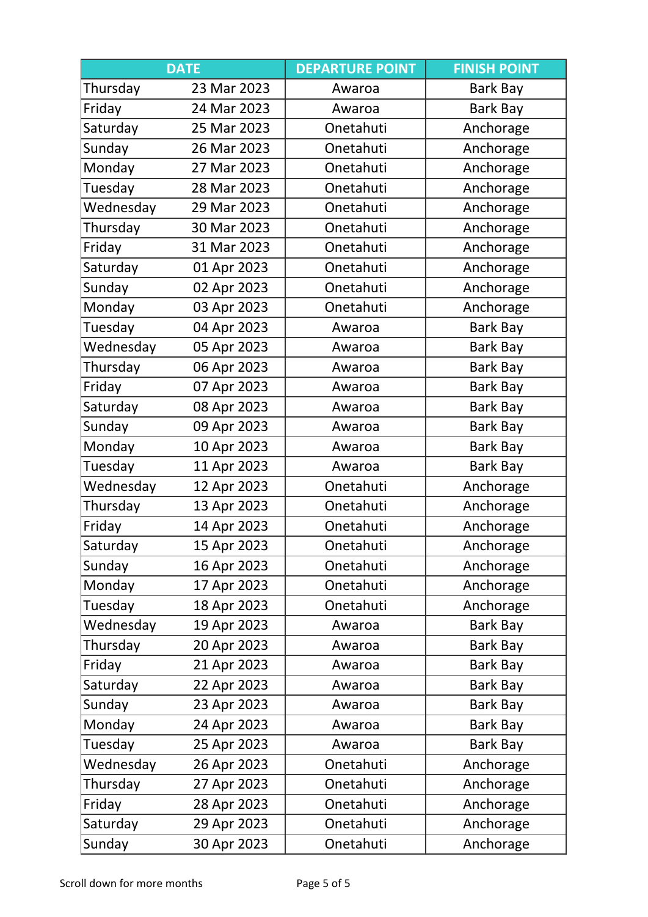| DATE | | DEPARTURE POINT | FINISH POINT |
|---|---|---|---|
| Thursday | 23 Mar 2023 | Awaroa | Bark Bay |
| Friday | 24 Mar 2023 | Awaroa | Bark Bay |
| Saturday | 25 Mar 2023 | Onetahuti | Anchorage |
| Sunday | 26 Mar 2023 | Onetahuti | Anchorage |
| Monday | 27 Mar 2023 | Onetahuti | Anchorage |
| Tuesday | 28 Mar 2023 | Onetahuti | Anchorage |
| Wednesday | 29 Mar 2023 | Onetahuti | Anchorage |
| Thursday | 30 Mar 2023 | Onetahuti | Anchorage |
| Friday | 31 Mar 2023 | Onetahuti | Anchorage |
| Saturday | 01 Apr 2023 | Onetahuti | Anchorage |
| Sunday | 02 Apr 2023 | Onetahuti | Anchorage |
| Monday | 03 Apr 2023 | Onetahuti | Anchorage |
| Tuesday | 04 Apr 2023 | Awaroa | Bark Bay |
| Wednesday | 05 Apr 2023 | Awaroa | Bark Bay |
| Thursday | 06 Apr 2023 | Awaroa | Bark Bay |
| Friday | 07 Apr 2023 | Awaroa | Bark Bay |
| Saturday | 08 Apr 2023 | Awaroa | Bark Bay |
| Sunday | 09 Apr 2023 | Awaroa | Bark Bay |
| Monday | 10 Apr 2023 | Awaroa | Bark Bay |
| Tuesday | 11 Apr 2023 | Awaroa | Bark Bay |
| Wednesday | 12 Apr 2023 | Onetahuti | Anchorage |
| Thursday | 13 Apr 2023 | Onetahuti | Anchorage |
| Friday | 14 Apr 2023 | Onetahuti | Anchorage |
| Saturday | 15 Apr 2023 | Onetahuti | Anchorage |
| Sunday | 16 Apr 2023 | Onetahuti | Anchorage |
| Monday | 17 Apr 2023 | Onetahuti | Anchorage |
| Tuesday | 18 Apr 2023 | Onetahuti | Anchorage |
| Wednesday | 19 Apr 2023 | Awaroa | Bark Bay |
| Thursday | 20 Apr 2023 | Awaroa | Bark Bay |
| Friday | 21 Apr 2023 | Awaroa | Bark Bay |
| Saturday | 22 Apr 2023 | Awaroa | Bark Bay |
| Sunday | 23 Apr 2023 | Awaroa | Bark Bay |
| Monday | 24 Apr 2023 | Awaroa | Bark Bay |
| Tuesday | 25 Apr 2023 | Awaroa | Bark Bay |
| Wednesday | 26 Apr 2023 | Onetahuti | Anchorage |
| Thursday | 27 Apr 2023 | Onetahuti | Anchorage |
| Friday | 28 Apr 2023 | Onetahuti | Anchorage |
| Saturday | 29 Apr 2023 | Onetahuti | Anchorage |
| Sunday | 30 Apr 2023 | Onetahuti | Anchorage |

Scroll down for more months